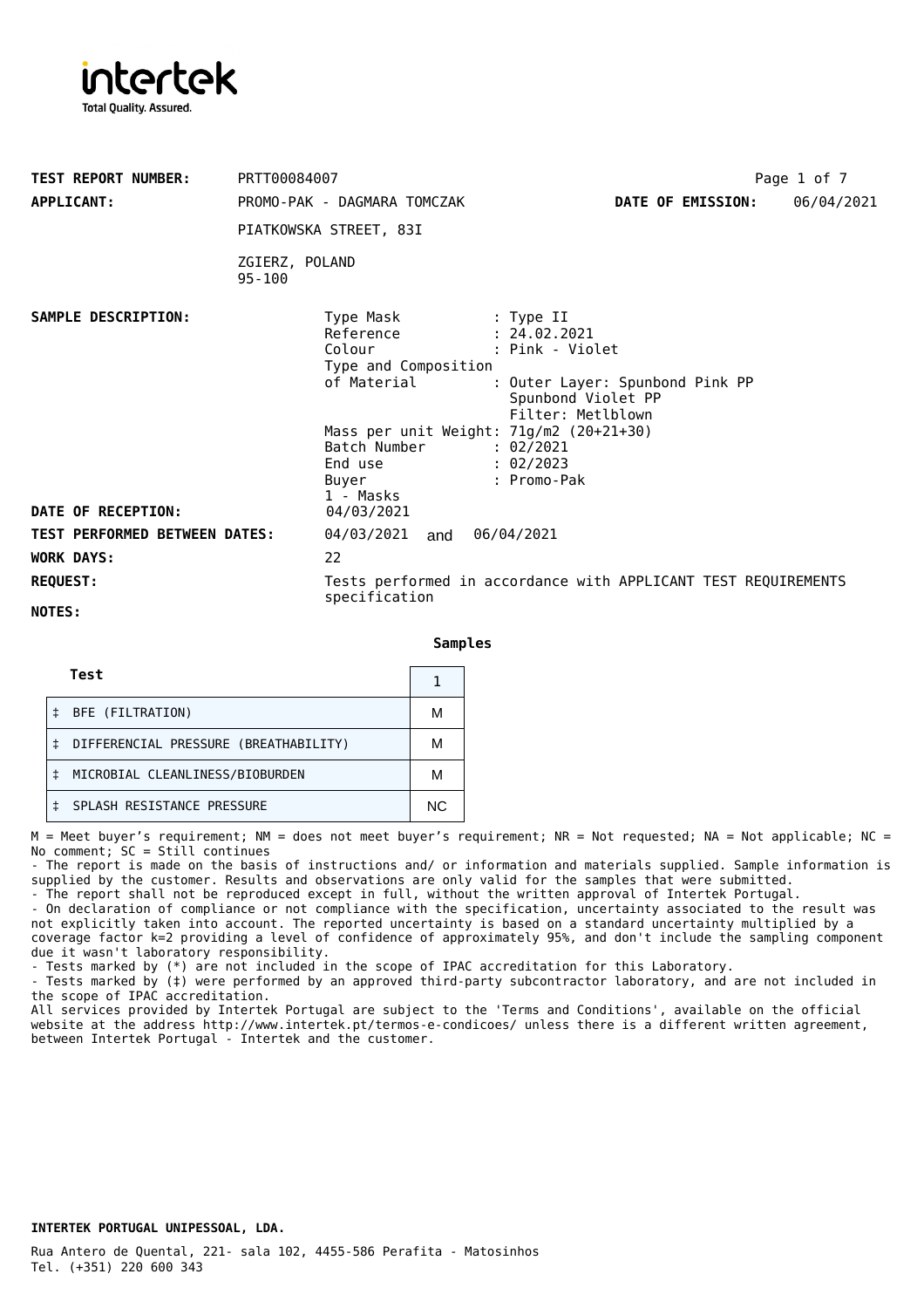intertek
Total Quality. Assured.

**TEST REPORT NUMBER:** PRTT00084007

**APPLICANT:** PROMO-PAK - DAGMARA TOMCZAK

PIATKOWSKA STREET, 83I

ZGIERZ, POLAND
95-100

**DATE OF EMISSION:** 06/04/2021

**SAMPLE DESCRIPTION:**

Type Mask : Type II
Reference : 24.02.2021
Colour : Pink - Violet
Type and Composition of Material : Outer Layer: Spunbond Pink PP
Spunbond Violet PP
Filter: Metlblown
Mass per unit Weight: 71g/m2 (20+21+30)
Batch Number : 02/2021
End use : 02/2023
Buyer : Promo-Pak
1 - Masks

**DATE OF RECEPTION:** 04/03/2021

**TEST PERFORMED BETWEEN DATES:** 04/03/2021 and 06/04/2021

**WORK DAYS:** 22

**REQUEST:** Tests performed in accordance with APPLICANT TEST REQUIREMENTS specification

**NOTES:**

**Samples**

| Test | 1 |
|---|---|
| ‡ BFE (FILTRATION) | M |
| ‡ DIFFERENCIAL PRESSURE (BREATHABILITY) | M |
| ‡ MICROBIAL CLEANLINESS/BIOBURDEN | M |
| ‡ SPLASH RESISTANCE PRESSURE | NC |

M = Meet buyer's requirement; NM = does not meet buyer's requirement; NR = Not requested; NA = Not applicable; NC = No comment; SC = Still continues

- The report is made on the basis of instructions and/ or information and materials supplied. Sample information is supplied by the customer. Results and observations are only valid for the samples that were submitted.
- The report shall not be reproduced except in full, without the written approval of Intertek Portugal.
- On declaration of compliance or not compliance with the specification, uncertainty associated to the result was not explicitly taken into account. The reported uncertainty is based on a standard uncertainty multiplied by a coverage factor k=2 providing a level of confidence of approximately 95%, and don't include the sampling component due it wasn't laboratory responsibility.
- Tests marked by (*) are not included in the scope of IPAC accreditation for this Laboratory.
- Tests marked by (‡) were performed by an approved third-party subcontractor laboratory, and are not included in the scope of IPAC accreditation.

All services provided by Intertek Portugal are subject to the 'Terms and Conditions', available on the official website at the address http://www.intertek.pt/termos-e-condicoes/ unless there is a different written agreement, between Intertek Portugal - Intertek and the customer.

**INTERTEK PORTUGAL UNIPESSOAL, LDA.**

Rua Antero de Quental, 221- sala 102, 4455-586 Perafita - Matosinhos
Tel. (+351) 220 600 343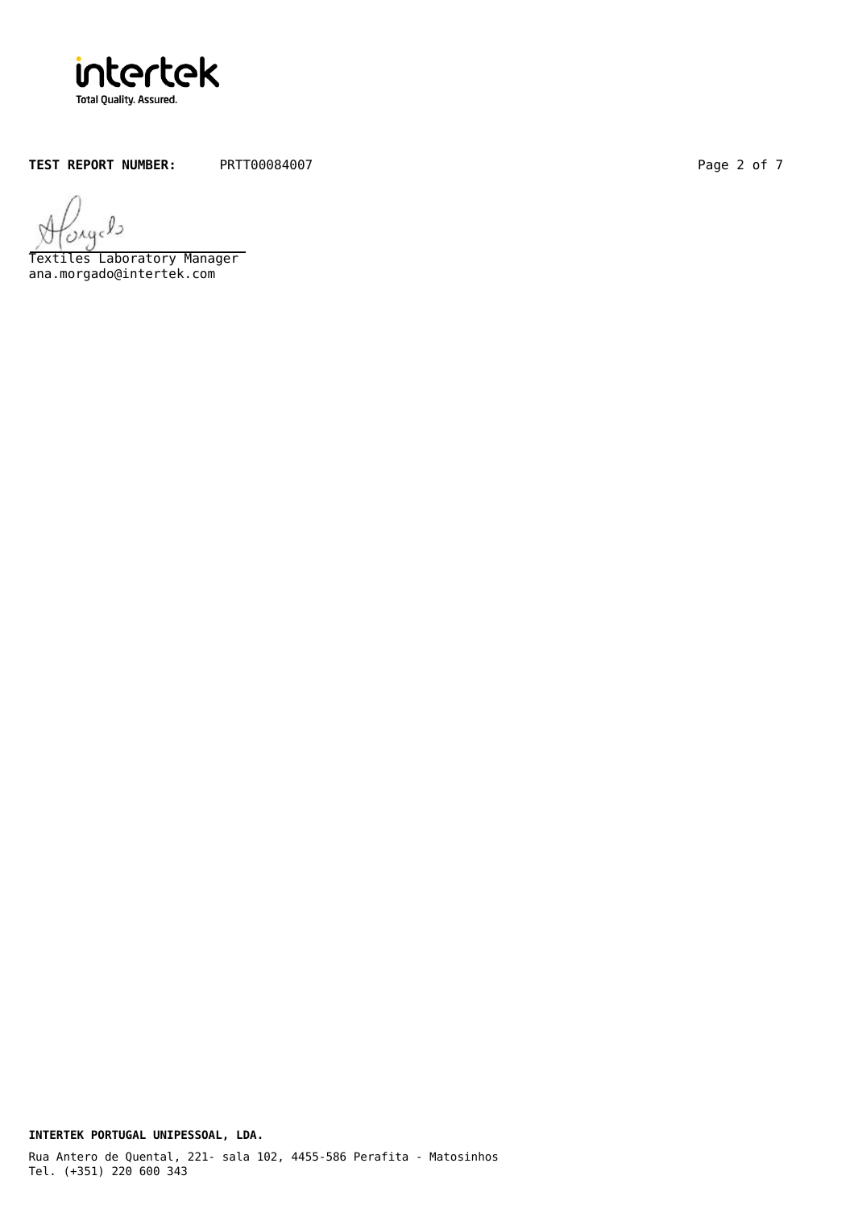**TEST REPORT NUMBER:** PRTT00084007

Textiles Laboratory Manager
ana.morgado@intertek.com

**INTERTEK PORTUGAL UNIPESSOAL, LDA.**

Rua Antero de Quental, 221- sala 102, 4455-586 Perafita - Matosinhos
Tel. (+351) 220 600 343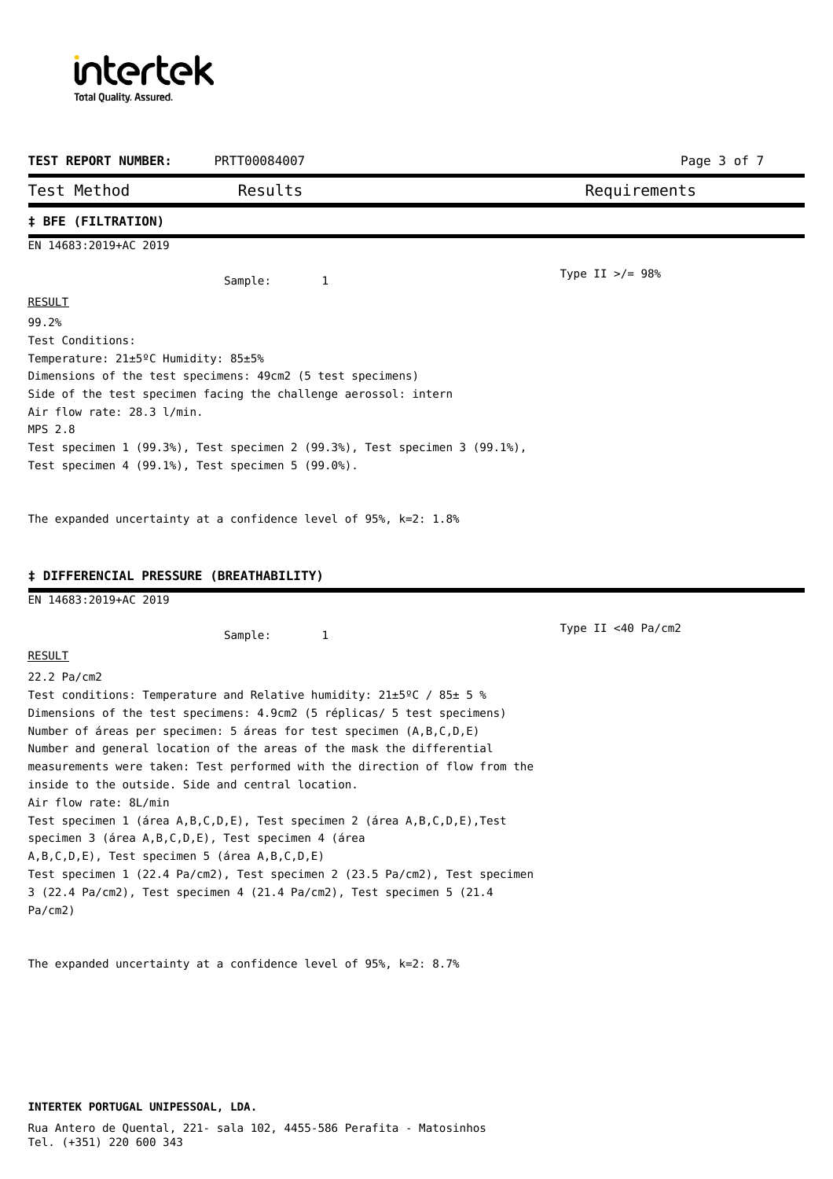**TEST REPORT NUMBER:** PRTT00084007

| Test Method | Results | Requirements |
|---|---|---|

## ‡ BFE (FILTRATION)

EN 14683:2019+AC 2019

Sample: 1

Requirements: Type II >/= 98%

RESULT

99.2%

Test Conditions:

Temperature: 21±5ºC Humidity: 85±5%

Dimensions of the test specimens: 49cm2 (5 test specimens)

Side of the test specimen facing the challenge aerossol: intern

Air flow rate: 28.3 l/min.

MPS 2.8

Test specimen 1 (99.3%), Test specimen 2 (99.3%), Test specimen 3 (99.1%), Test specimen 4 (99.1%), Test specimen 5 (99.0%).

The expanded uncertainty at a confidence level of 95%, k=2: 1.8%

## ‡ DIFFERENCIAL PRESSURE (BREATHABILITY)

EN 14683:2019+AC 2019

Sample: 1

Requirements: Type II <40 Pa/cm2

RESULT

22.2 Pa/cm2

Test conditions: Temperature and Relative humidity: 21±5ºC / 85± 5 %

Dimensions of the test specimens: 4.9cm2 (5 réplicas/ 5 test specimens)

Number of áreas per specimen: 5 áreas for test specimen (A,B,C,D,E)

Number and general location of the areas of the mask the differential measurements were taken: Test performed with the direction of flow from the inside to the outside. Side and central location.

Air flow rate: 8L/min

Test specimen 1 (área A,B,C,D,E), Test specimen 2 (área A,B,C,D,E),Test specimen 3 (área A,B,C,D,E), Test specimen 4 (área A,B,C,D,E), Test specimen 5 (área A,B,C,D,E)

Test specimen 1 (22.4 Pa/cm2), Test specimen 2 (23.5 Pa/cm2), Test specimen 3 (22.4 Pa/cm2), Test specimen 4 (21.4 Pa/cm2), Test specimen 5 (21.4 Pa/cm2)

The expanded uncertainty at a confidence level of 95%, k=2: 8.7%

**INTERTEK PORTUGAL UNIPESSOAL, LDA.**

Rua Antero de Quental, 221- sala 102, 4455-586 Perafita - Matosinhos
Tel. (+351) 220 600 343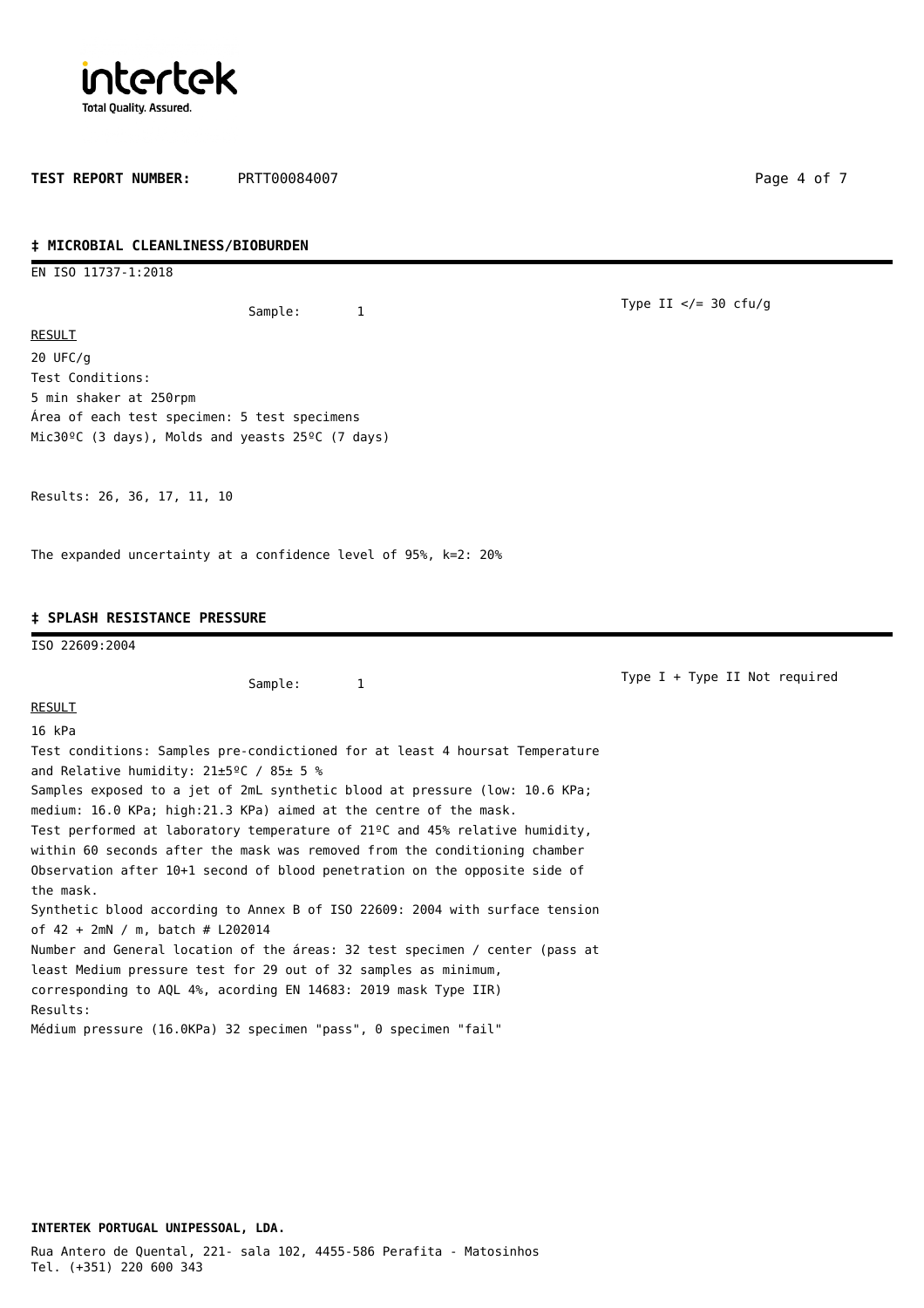**TEST REPORT NUMBER:** PRTT00084007

## ‡ MICROBIAL CLEANLINESS/BIOBURDEN

EN ISO 11737-1:2018

Sample: 1

Type II </= 30 cfu/g

RESULT

20 UFC/g

Test Conditions:

5 min shaker at 250rpm

Área of each test specimen: 5 test specimens

Mic30ºC (3 days), Molds and yeasts 25ºC (7 days)

Results: 26, 36, 17, 11, 10

The expanded uncertainty at a confidence level of 95%, k=2: 20%

## ‡ SPLASH RESISTANCE PRESSURE

ISO 22609:2004

Sample: 1

Type I + Type II Not required

RESULT

16 kPa

Test conditions: Samples pre-condictioned for at least 4 hoursat Temperature and Relative humidity: 21±5ºC / 85± 5 %

Samples exposed to a jet of 2mL synthetic blood at pressure (low: 10.6 KPa; medium: 16.0 KPa; high:21.3 KPa) aimed at the centre of the mask.

Test performed at laboratory temperature of 21ºC and 45% relative humidity, within 60 seconds after the mask was removed from the conditioning chamber

Observation after 10+1 second of blood penetration on the opposite side of the mask.

Synthetic blood according to Annex B of ISO 22609: 2004 with surface tension of 42 + 2mN / m, batch # L202014

Number and General location of the áreas: 32 test specimen / center (pass at least Medium pressure test for 29 out of 32 samples as minimum, corresponding to AQL 4%, acording EN 14683: 2019 mask Type IIR)

Results:

Médium pressure (16.0KPa) 32 specimen "pass", 0 specimen "fail"

**INTERTEK PORTUGAL UNIPESSOAL, LDA.**

Rua Antero de Quental, 221- sala 102, 4455-586 Perafita - Matosinhos
Tel. (+351) 220 600 343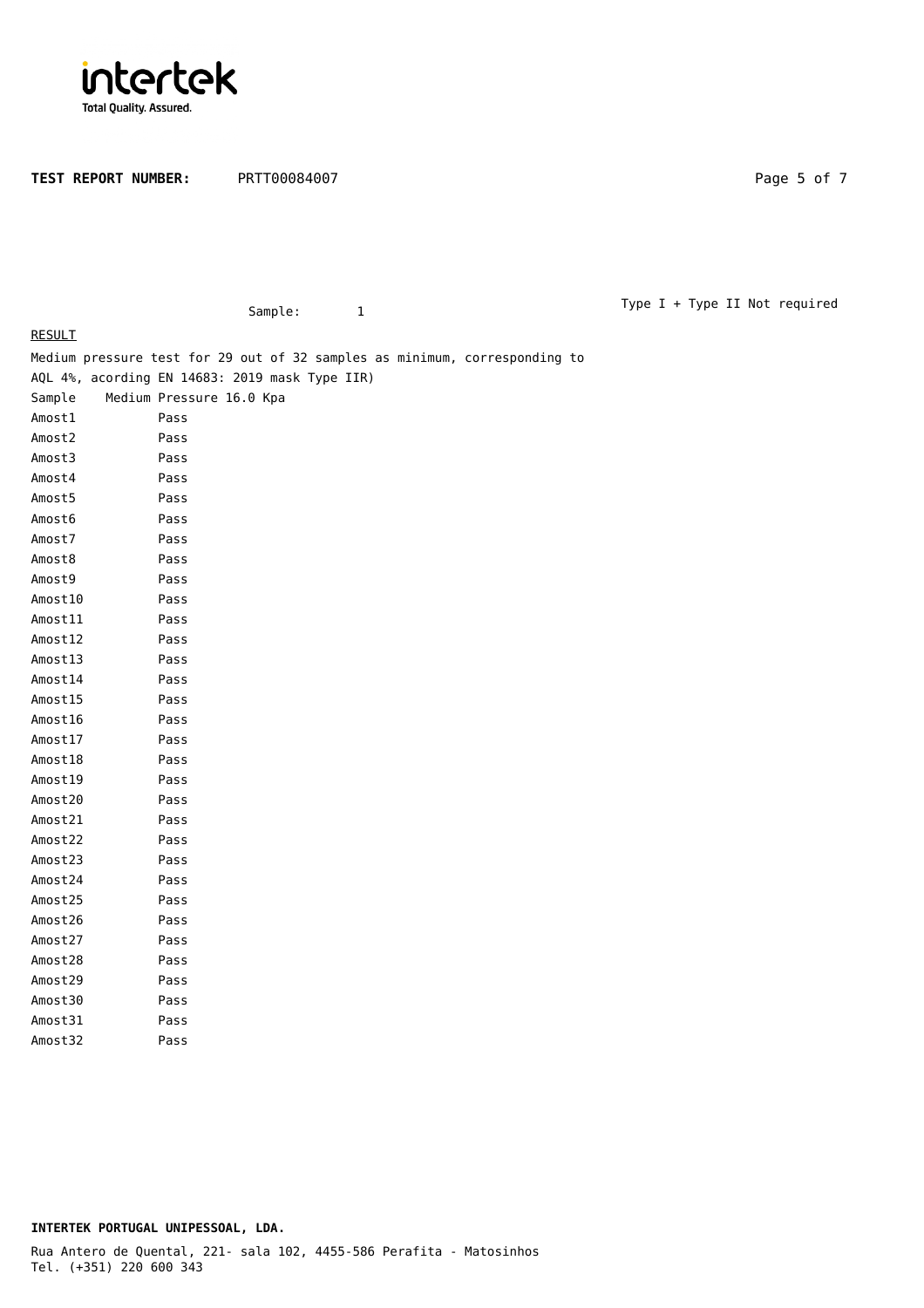**TEST REPORT NUMBER:** PRTT00084007

Sample: 1

Type I + Type II Not required

RESULT

Medium pressure test for 29 out of 32 samples as minimum, corresponding to AQL 4%, acording EN 14683: 2019 mask Type IIR)

| Sample | Medium Pressure 16.0 Kpa |
|---|---|
| Amost1 | Pass |
| Amost2 | Pass |
| Amost3 | Pass |
| Amost4 | Pass |
| Amost5 | Pass |
| Amost6 | Pass |
| Amost7 | Pass |
| Amost8 | Pass |
| Amost9 | Pass |
| Amost10 | Pass |
| Amost11 | Pass |
| Amost12 | Pass |
| Amost13 | Pass |
| Amost14 | Pass |
| Amost15 | Pass |
| Amost16 | Pass |
| Amost17 | Pass |
| Amost18 | Pass |
| Amost19 | Pass |
| Amost20 | Pass |
| Amost21 | Pass |
| Amost22 | Pass |
| Amost23 | Pass |
| Amost24 | Pass |
| Amost25 | Pass |
| Amost26 | Pass |
| Amost27 | Pass |
| Amost28 | Pass |
| Amost29 | Pass |
| Amost30 | Pass |
| Amost31 | Pass |
| Amost32 | Pass |

**INTERTEK PORTUGAL UNIPESSOAL, LDA.**

Rua Antero de Quental, 221- sala 102, 4455-586 Perafita - Matosinhos
Tel. (+351) 220 600 343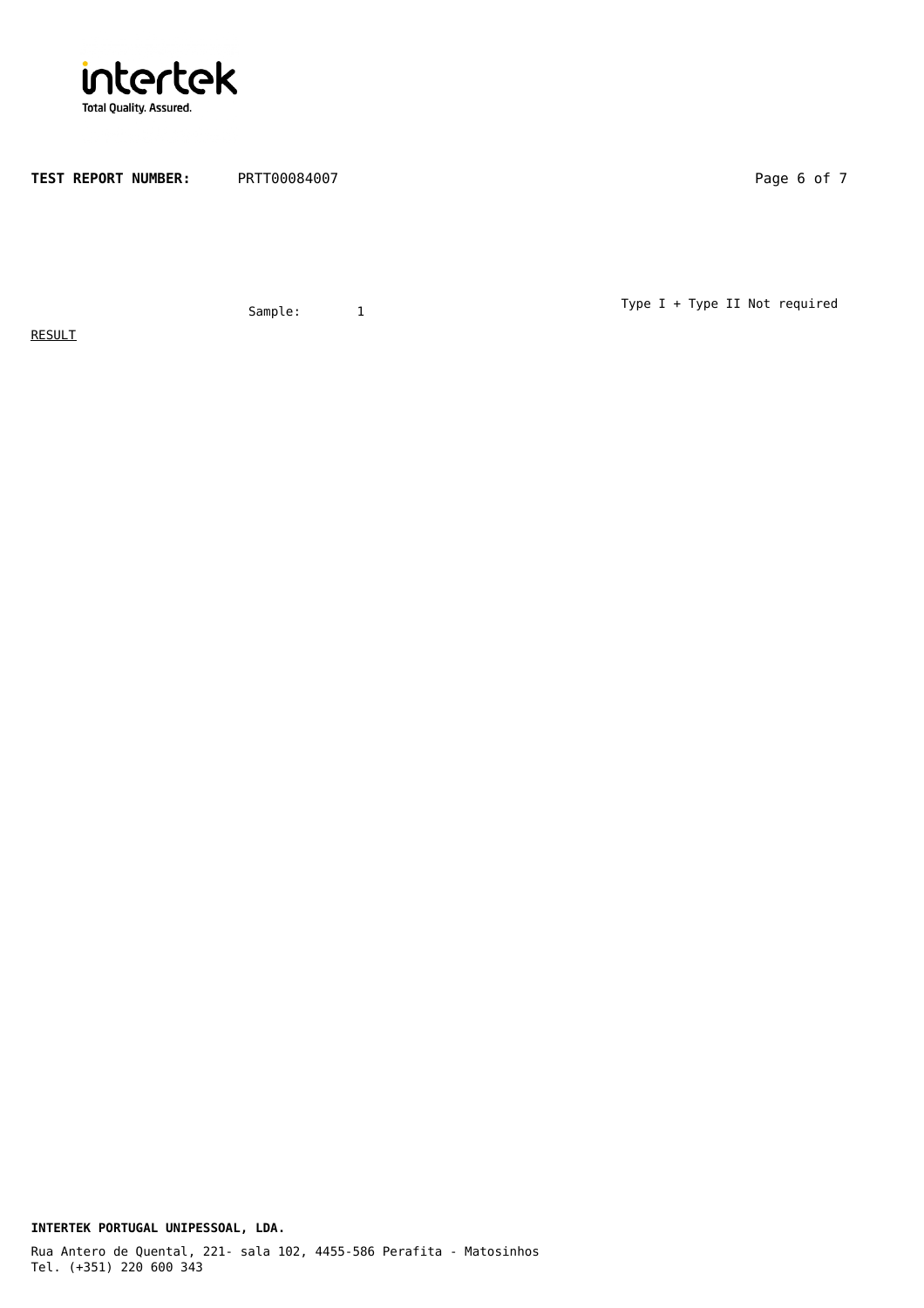Sample: 1

Type I + Type II Not required

RESULT

**INTERTEK PORTUGAL UNIPESSOAL, LDA.**

Rua Antero de Quental, 221- sala 102, 4455-586 Perafita - Matosinhos
Tel. (+351) 220 600 343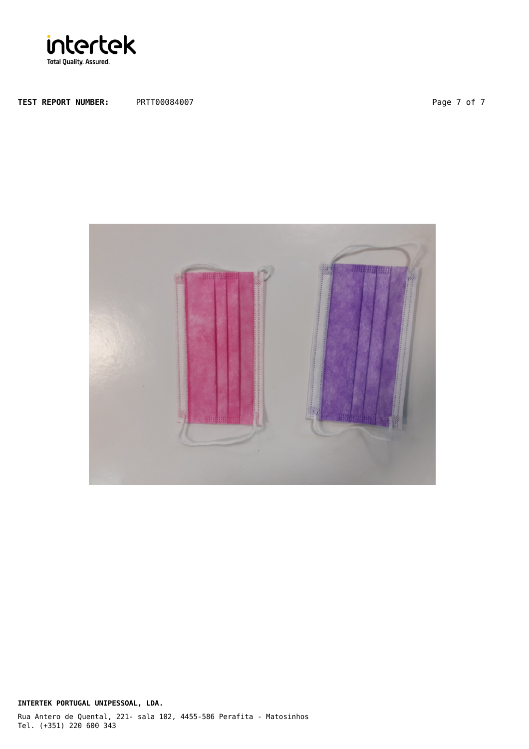**TEST REPORT NUMBER:** PRTT00084007

**INTERTEK PORTUGAL UNIPESSOAL, LDA.**

Rua Antero de Quental, 221- sala 102, 4455-586 Perafita - Matosinhos
Tel. (+351) 220 600 343